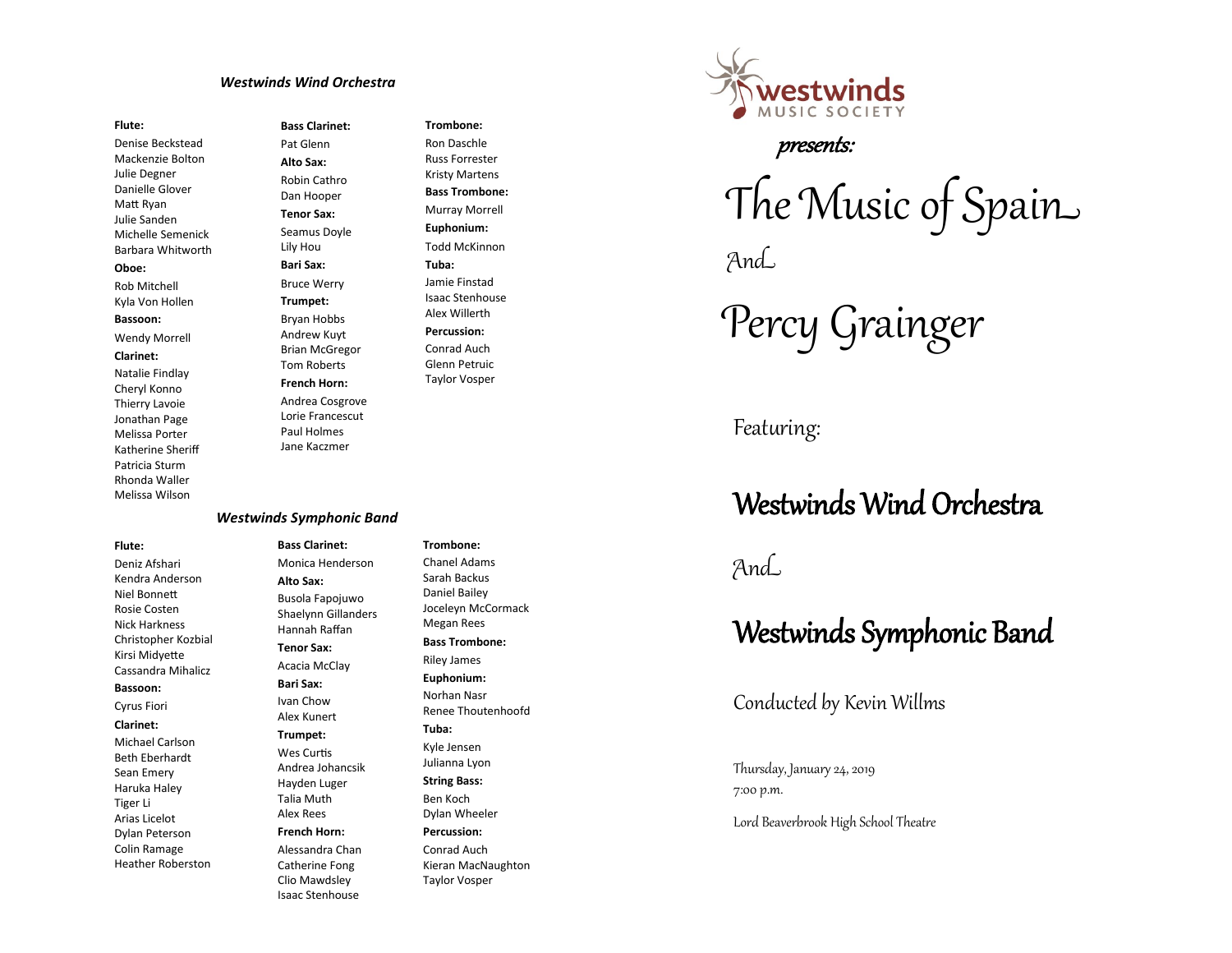### *Westwinds Wind Orchestra*

**Flute:**
Denise Beckstead
Mackenzie Bolton
Julie Degner
Danielle Glover
Matt Ryan
Julie Sanden
Michelle Semenick
Barbara Whitworth

**Oboe:**
Rob Mitchell
Kyla Von Hollen

**Bassoon:**
Wendy Morrell

**Clarinet:**
Natalie Findlay
Cheryl Konno
Thierry Lavoie
Jonathan Page
Melissa Porter
Katherine Sheriff
Patricia Sturm
Rhonda Waller
Melissa Wilson

**Bass Clarinet:**
Pat Glenn

**Alto Sax:**
Robin Cathro
Dan Hooper

**Tenor Sax:**
Seamus Doyle
Lily Hou

**Bari Sax:**
Bruce Werry

**Trumpet:**
Bryan Hobbs
Andrew Kuyt
Brian McGregor
Tom Roberts

**French Horn:**
Andrea Cosgrove
Lorie Francescut
Paul Holmes
Jane Kaczmer

**Trombone:**
Ron Daschle
Russ Forrester
Kristy Martens

**Bass Trombone:**
Murray Morrell

**Euphonium:**
Todd McKinnon

**Tuba:**
Jamie Finstad
Isaac Stenhouse
Alex Willerth

**Percussion:**
Conrad Auch
Glenn Petruic
Taylor Vosper

### *Westwinds Symphonic Band*

**Flute:**
Deniz Afshari
Kendra Anderson
Niel Bonnett
Rosie Costen
Nick Harkness
Christopher Kozbial
Kirsi Midyette
Cassandra Mihalicz

**Bassoon:**
Cyrus Fiori

**Clarinet:**
Michael Carlson
Beth Eberhardt
Sean Emery
Haruka Haley
Tiger Li
Arias Licelot
Dylan Peterson
Colin Ramage
Heather Roberston

**Bass Clarinet:**
Monica Henderson

**Alto Sax:**
Busola Fapojuwo
Shaelynn Gillanders
Hannah Raffan

**Tenor Sax:**
Acacia McClay

**Bari Sax:**
Ivan Chow
Alex Kunert

**Trumpet:**
Wes Curtis
Andrea Johancsik
Hayden Luger
Talia Muth
Alex Rees

**French Horn:**
Alessandra Chan
Catherine Fong
Clio Mawdsley
Isaac Stenhouse

**Trombone:**
Chanel Adams
Sarah Backus
Daniel Bailey
Joceleyn McCormack
Megan Rees

**Bass Trombone:**
Riley James

**Euphonium:**
Norhan Nasr
Renee Thoutenhoofd

**Tuba:**
Kyle Jensen
Julianna Lyon

**String Bass:**
Ben Koch
Dylan Wheeler

**Percussion:**
Conrad Auch
Kieran MacNaughton
Taylor Vosper

---

westwinds MUSIC SOCIETY

*presents:*

# The Music of Spain And Percy Grainger

Featuring:

## Westwinds Wind Orchestra

And

## Westwinds Symphonic Band

Conducted by Kevin Willms

Thursday, January 24, 2019
7:00 p.m.

Lord Beaverbrook High School Theatre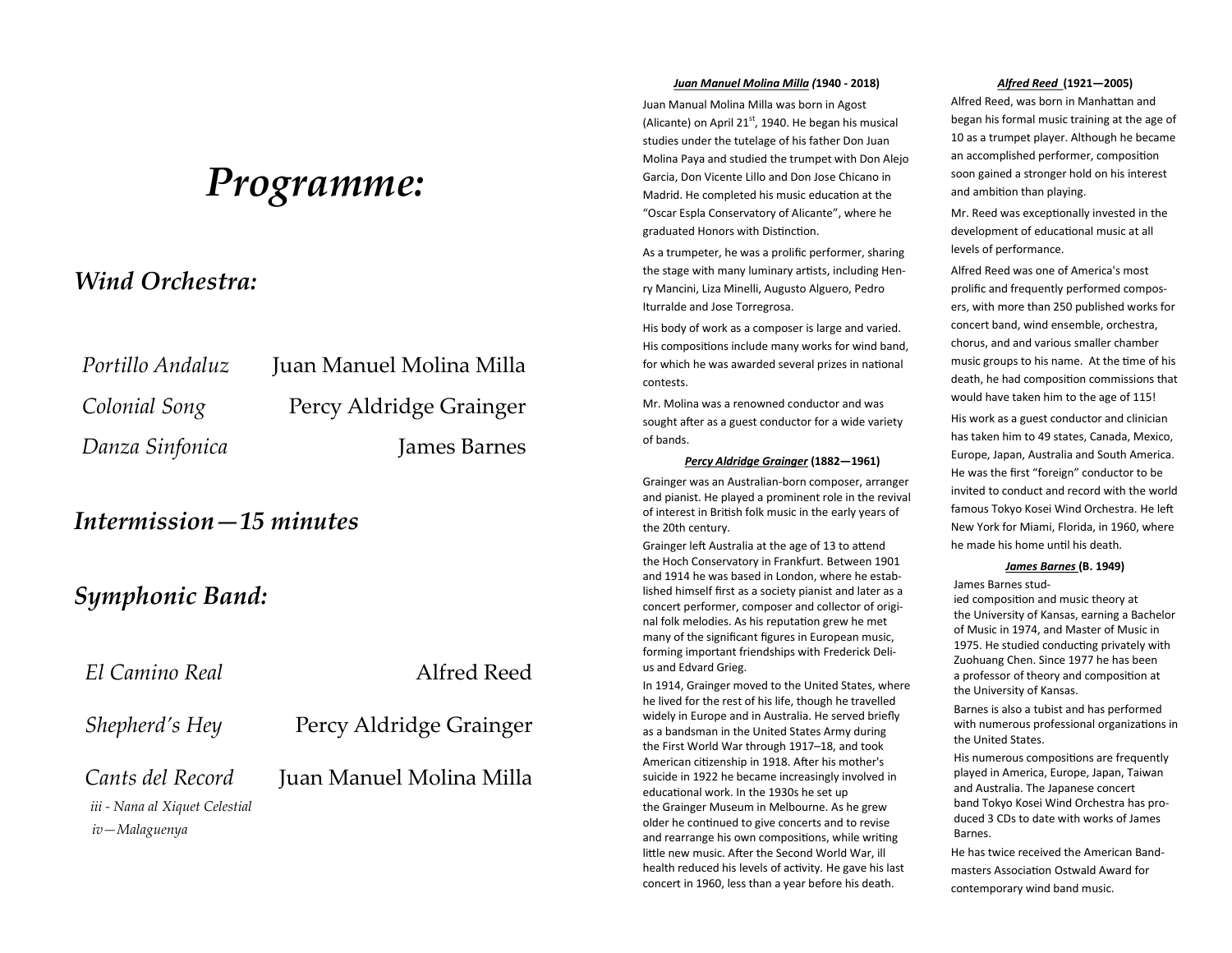# Programme:

## Wind Orchestra:

| | |
|---|---|
| *Portillo Andaluz* | Juan Manuel Molina Milla |
| *Colonial Song* | Percy Aldridge Grainger |
| *Danza Sinfonica* | James Barnes |

## Intermission—15 minutes

## Symphonic Band:

| | |
|---|---|
| *El Camino Real* | Alfred Reed |
| *Shepherd's Hey* | Percy Aldridge Grainger |
| *Cants del Record* | Juan Manuel Molina Milla |

*iii - Nana al Xiquet Celestial*

*iv—Malaguenya*

### ***Juan Manuel Molina Milla*** **(1940 - 2018)**

Juan Manual Molina Milla was born in Agost (Alicante) on April 21st, 1940. He began his musical studies under the tutelage of his father Don Juan Molina Paya and studied the trumpet with Don Alejo Garcia, Don Vicente Lillo and Don Jose Chicano in Madrid. He completed his music education at the "Oscar Espla Conservatory of Alicante", where he graduated Honors with Distinction.

As a trumpeter, he was a prolific performer, sharing the stage with many luminary artists, including Henry Mancini, Liza Minelli, Augusto Alguero, Pedro Iturralde and Jose Torregrosa.

His body of work as a composer is large and varied. His compositions include many works for wind band, for which he was awarded several prizes in national contests.

Mr. Molina was a renowned conductor and was sought after as a guest conductor for a wide variety of bands.

### ***Percy Aldridge Grainger*** **(1882—1961)**

Grainger was an Australian-born composer, arranger and pianist. He played a prominent role in the revival of interest in British folk music in the early years of the 20th century.

Grainger left Australia at the age of 13 to attend the Hoch Conservatory in Frankfurt. Between 1901 and 1914 he was based in London, where he established himself first as a society pianist and later as a concert performer, composer and collector of original folk melodies. As his reputation grew he met many of the significant figures in European music, forming important friendships with Frederick Delius and Edvard Grieg.

In 1914, Grainger moved to the United States, where he lived for the rest of his life, though he travelled widely in Europe and in Australia. He served briefly as a bandsman in the United States Army during the First World War through 1917–18, and took American citizenship in 1918. After his mother's suicide in 1922 he became increasingly involved in educational work. In the 1930s he set up the Grainger Museum in Melbourne. As he grew older he continued to give concerts and to revise and rearrange his own compositions, while writing little new music. After the Second World War, ill health reduced his levels of activity. He gave his last concert in 1960, less than a year before his death.

### ***Alfred Reed*** **(1921—2005)**

Alfred Reed, was born in Manhattan and began his formal music training at the age of 10 as a trumpet player. Although he became an accomplished performer, composition soon gained a stronger hold on his interest and ambition than playing.

Mr. Reed was exceptionally invested in the development of educational music at all levels of performance.

Alfred Reed was one of America's most prolific and frequently performed composers, with more than 250 published works for concert band, wind ensemble, orchestra, chorus, and and various smaller chamber music groups to his name. At the time of his death, he had composition commissions that would have taken him to the age of 115!

His work as a guest conductor and clinician has taken him to 49 states, Canada, Mexico, Europe, Japan, Australia and South America. He was the first "foreign" conductor to be invited to conduct and record with the world famous Tokyo Kosei Wind Orchestra. He left New York for Miami, Florida, in 1960, where he made his home until his death.

### ***James Barnes*** **(B. 1949)**

James Barnes studied composition and music theory at the University of Kansas, earning a Bachelor of Music in 1974, and Master of Music in 1975. He studied conducting privately with Zuohuang Chen. Since 1977 he has been a professor of theory and composition at the University of Kansas.

Barnes is also a tubist and has performed with numerous professional organizations in the United States.

His numerous compositions are frequently played in America, Europe, Japan, Taiwan and Australia. The Japanese concert band Tokyo Kosei Wind Orchestra has produced 3 CDs to date with works of James Barnes.

He has twice received the American Bandmasters Association Ostwald Award for contemporary wind band music.